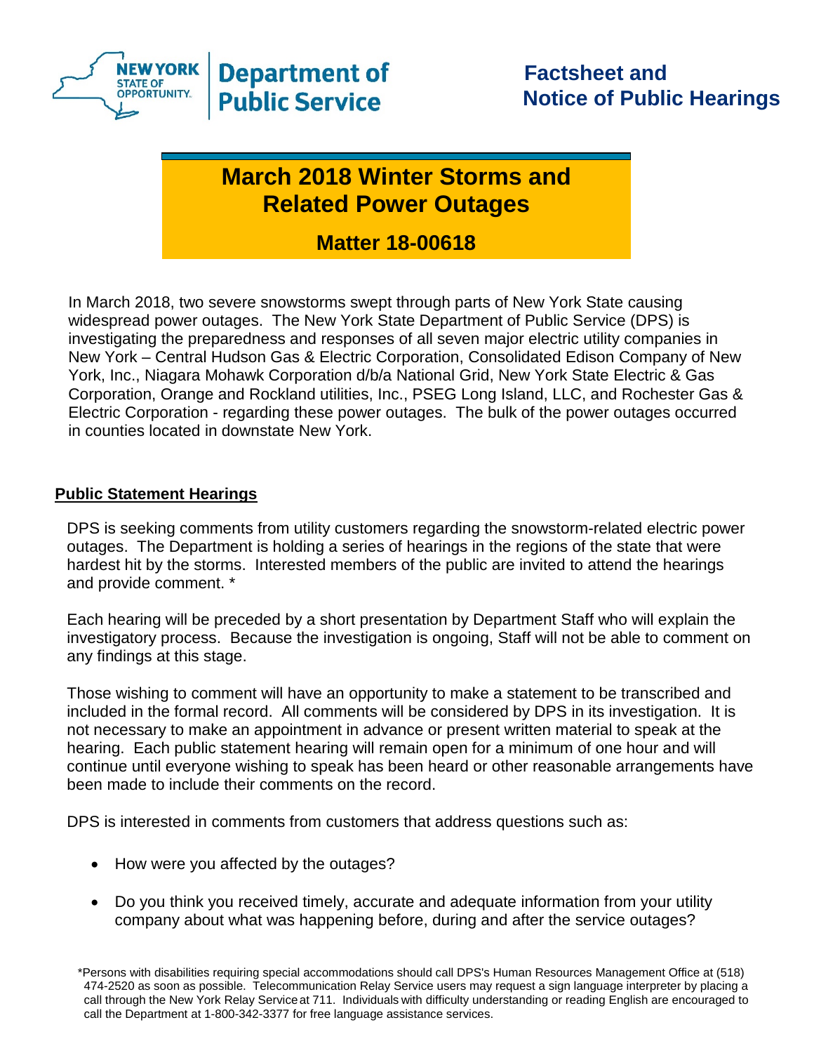NEW YORK STATE OF OPPORTUNITY. | Department of Public Service

**Factsheet and Notice of Public Hearings**

# March 2018 Winter Storms and Related Power Outages

## Matter 18-00618

In March 2018, two severe snowstorms swept through parts of New York State causing widespread power outages. The New York State Department of Public Service (DPS) is investigating the preparedness and responses of all seven major electric utility companies in New York – Central Hudson Gas & Electric Corporation, Consolidated Edison Company of New York, Inc., Niagara Mohawk Corporation d/b/a National Grid, New York State Electric & Gas Corporation, Orange and Rockland utilities, Inc., PSEG Long Island, LLC, and Rochester Gas & Electric Corporation - regarding these power outages. The bulk of the power outages occurred in counties located in downstate New York.

### Public Statement Hearings

DPS is seeking comments from utility customers regarding the snowstorm-related electric power outages. The Department is holding a series of hearings in the regions of the state that were hardest hit by the storms. Interested members of the public are invited to attend the hearings and provide comment. *

Each hearing will be preceded by a short presentation by Department Staff who will explain the investigatory process. Because the investigation is ongoing, Staff will not be able to comment on any findings at this stage.

Those wishing to comment will have an opportunity to make a statement to be transcribed and included in the formal record. All comments will be considered by DPS in its investigation. It is not necessary to make an appointment in advance or present written material to speak at the hearing. Each public statement hearing will remain open for a minimum of one hour and will continue until everyone wishing to speak has been heard or other reasonable arrangements have been made to include their comments on the record.

DPS is interested in comments from customers that address questions such as:

- How were you affected by the outages?
- Do you think you received timely, accurate and adequate information from your utility company about what was happening before, during and after the service outages?

*Persons with disabilities requiring special accommodations should call DPS's Human Resources Management Office at (518) 474-2520 as soon as possible. Telecommunication Relay Service users may request a sign language interpreter by placing a call through the New York Relay Service at 711. Individuals with difficulty understanding or reading English are encouraged to call the Department at 1-800-342-3377 for free language assistance services.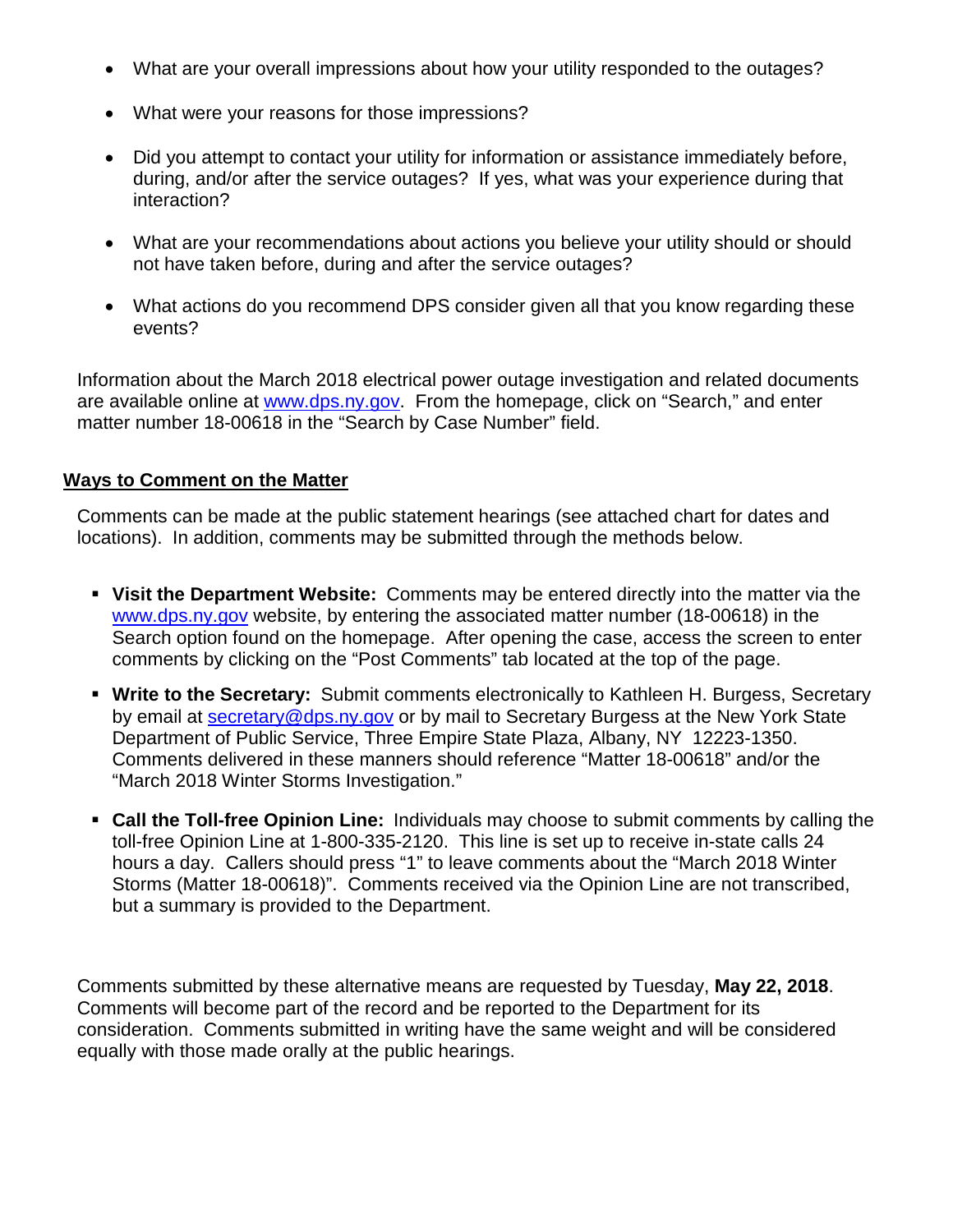- What are your overall impressions about how your utility responded to the outages?
- What were your reasons for those impressions?
- Did you attempt to contact your utility for information or assistance immediately before, during, and/or after the service outages? If yes, what was your experience during that interaction?
- What are your recommendations about actions you believe your utility should or should not have taken before, during and after the service outages?
- What actions do you recommend DPS consider given all that you know regarding these events?

Information about the March 2018 electrical power outage investigation and related documents are available online at www.dps.ny.gov. From the homepage, click on "Search," and enter matter number 18-00618 in the "Search by Case Number" field.

## Ways to Comment on the Matter

Comments can be made at the public statement hearings (see attached chart for dates and locations). In addition, comments may be submitted through the methods below.

- **Visit the Department Website:** Comments may be entered directly into the matter via the www.dps.ny.gov website, by entering the associated matter number (18-00618) in the Search option found on the homepage. After opening the case, access the screen to enter comments by clicking on the "Post Comments" tab located at the top of the page.
- **Write to the Secretary:** Submit comments electronically to Kathleen H. Burgess, Secretary by email at secretary@dps.ny.gov or by mail to Secretary Burgess at the New York State Department of Public Service, Three Empire State Plaza, Albany, NY 12223-1350. Comments delivered in these manners should reference "Matter 18-00618" and/or the "March 2018 Winter Storms Investigation."
- **Call the Toll-free Opinion Line:** Individuals may choose to submit comments by calling the toll-free Opinion Line at 1-800-335-2120. This line is set up to receive in-state calls 24 hours a day. Callers should press "1" to leave comments about the "March 2018 Winter Storms (Matter 18-00618)". Comments received via the Opinion Line are not transcribed, but a summary is provided to the Department.

Comments submitted by these alternative means are requested by Tuesday, **May 22, 2018**. Comments will become part of the record and be reported to the Department for its consideration. Comments submitted in writing have the same weight and will be considered equally with those made orally at the public hearings.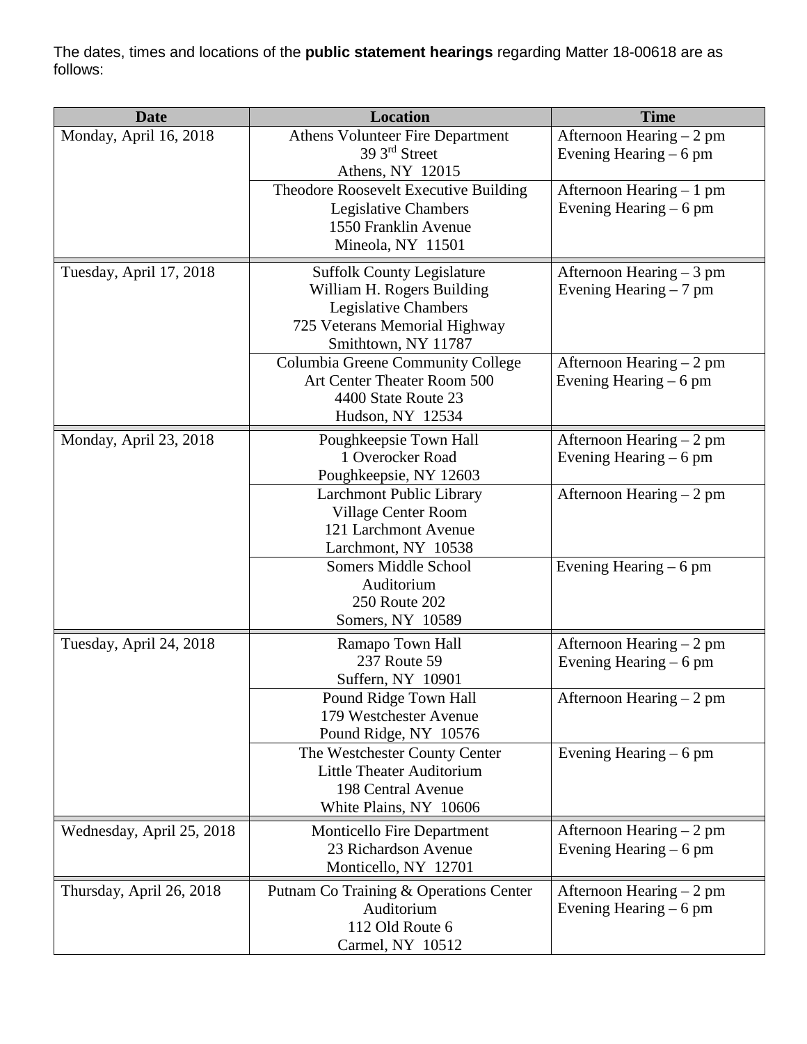The dates, times and locations of the **public statement hearings** regarding Matter 18-00618 are as follows:

| Date | Location | Time |
|---|---|---|
| Monday, April 16, 2018 | Athens Volunteer Fire Department<br>39 3rd Street<br>Athens, NY 12015 | Afternoon Hearing – 2 pm<br>Evening Hearing – 6 pm |
| | Theodore Roosevelt Executive Building<br>Legislative Chambers<br>1550 Franklin Avenue<br>Mineola, NY 11501 | Afternoon Hearing – 1 pm<br>Evening Hearing – 6 pm |
| Tuesday, April 17, 2018 | Suffolk County Legislature<br>William H. Rogers Building<br>Legislative Chambers<br>725 Veterans Memorial Highway<br>Smithtown, NY 11787 | Afternoon Hearing – 3 pm<br>Evening Hearing – 7 pm |
| | Columbia Greene Community College<br>Art Center Theater Room 500<br>4400 State Route 23<br>Hudson, NY 12534 | Afternoon Hearing – 2 pm<br>Evening Hearing – 6 pm |
| Monday, April 23, 2018 | Poughkeepsie Town Hall<br>1 Overocker Road<br>Poughkeepsie, NY 12603 | Afternoon Hearing – 2 pm<br>Evening Hearing – 6 pm |
| | Larchmont Public Library<br>Village Center Room<br>121 Larchmont Avenue<br>Larchmont, NY 10538 | Afternoon Hearing – 2 pm |
| | Somers Middle School<br>Auditorium<br>250 Route 202<br>Somers, NY 10589 | Evening Hearing – 6 pm |
| Tuesday, April 24, 2018 | Ramapo Town Hall<br>237 Route 59<br>Suffern, NY 10901 | Afternoon Hearing – 2 pm<br>Evening Hearing – 6 pm |
| | Pound Ridge Town Hall<br>179 Westchester Avenue<br>Pound Ridge, NY 10576 | Afternoon Hearing – 2 pm |
| | The Westchester County Center<br>Little Theater Auditorium<br>198 Central Avenue<br>White Plains, NY 10606 | Evening Hearing – 6 pm |
| Wednesday, April 25, 2018 | Monticello Fire Department<br>23 Richardson Avenue<br>Monticello, NY 12701 | Afternoon Hearing – 2 pm<br>Evening Hearing – 6 pm |
| Thursday, April 26, 2018 | Putnam Co Training & Operations Center<br>Auditorium<br>112 Old Route 6<br>Carmel, NY 10512 | Afternoon Hearing – 2 pm<br>Evening Hearing – 6 pm |